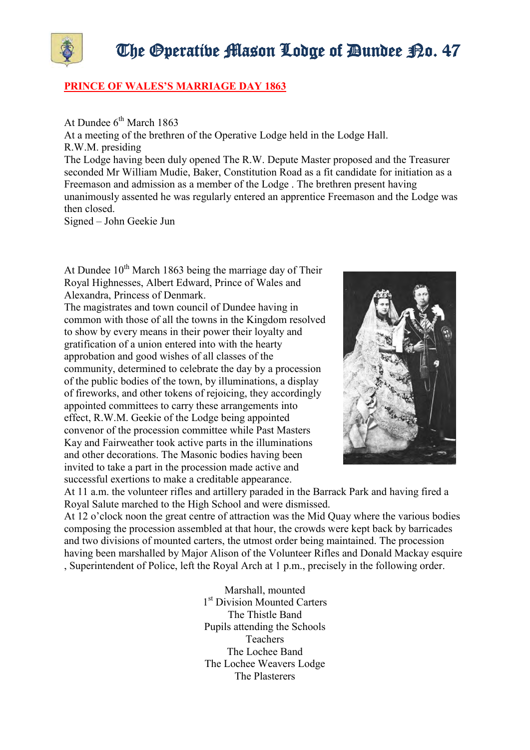# The Operative Mason Lodge of Dundee No. 47

## PRINCE OF WALES'S MARRIAGE DAY 1863

At Dundee 6th March 1863
At a meeting of the brethren of the Operative Lodge held in the Lodge Hall.
R.W.M. presiding
The Lodge having been duly opened The R.W. Depute Master proposed and the Treasurer seconded Mr William Mudie, Baker, Constitution Road as a fit candidate for initiation as a Freemason and admission as a member of the Lodge . The brethren present having unanimously assented he was regularly entered an apprentice Freemason and the Lodge was then closed.
Signed – John Geekie Jun

At Dundee 10th March 1863 being the marriage day of Their Royal Highnesses, Albert Edward, Prince of Wales and Alexandra, Princess of Denmark.
The magistrates and town council of Dundee having in common with those of all the towns in the Kingdom resolved to show by every means in their power their loyalty and gratification of a union entered into with the hearty approbation and good wishes of all classes of the community, determined to celebrate the day by a procession of the public bodies of the town, by illuminations, a display of fireworks, and other tokens of rejoicing, they accordingly appointed committees to carry these arrangements into effect, R.W.M. Geekie of the Lodge being appointed convenor of the procession committee while Past Masters Kay and Fairweather took active parts in the illuminations and other decorations. The Masonic bodies having been invited to take a part in the procession made active and successful exertions to make a creditable appearance.
At 11 a.m. the volunteer rifles and artillery paraded in the Barrack Park and having fired a Royal Salute marched to the High School and were dismissed.
At 12 o'clock noon the great centre of attraction was the Mid Quay where the various bodies composing the procession assembled at that hour, the crowds were kept back by barricades and two divisions of mounted carters, the utmost order being maintained. The procession having been marshalled by Major Alison of the Volunteer Rifles and Donald Mackay esquire , Superintendent of Police, left the Royal Arch at 1 p.m., precisely in the following order.

Marshall, mounted
1st Division Mounted Carters
The Thistle Band
Pupils attending the Schools
Teachers
The Lochee Band
The Lochee Weavers Lodge
The Plasterers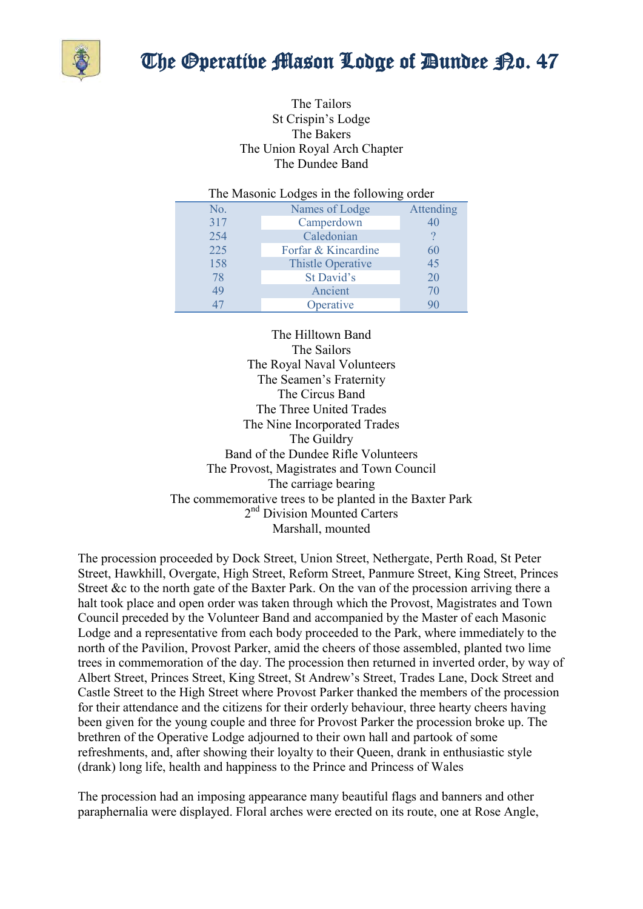The Tailors
St Crispin's Lodge
The Bakers
The Union Royal Arch Chapter
The Dundee Band

The Masonic Lodges in the following order

| No. | Names of Lodge | Attending |
|---|---|---|
| 317 | Camperdown | 40 |
| 254 | Caledonian | ? |
| 225 | Forfar & Kincardine | 60 |
| 158 | Thistle Operative | 45 |
| 78 | St David's | 20 |
| 49 | Ancient | 70 |
| 47 | Operative | 90 |

The Hilltown Band
The Sailors
The Royal Naval Volunteers
The Seamen's Fraternity
The Circus Band
The Three United Trades
The Nine Incorporated Trades
The Guildry
Band of the Dundee Rifle Volunteers
The Provost, Magistrates and Town Council
The carriage bearing
The commemorative trees to be planted in the Baxter Park
2nd Division Mounted Carters
Marshall, mounted

The procession proceeded by Dock Street, Union Street, Nethergate, Perth Road, St Peter Street, Hawkhill, Overgate, High Street, Reform Street, Panmure Street, King Street, Princes Street &c to the north gate of the Baxter Park. On the van of the procession arriving there a halt took place and open order was taken through which the Provost, Magistrates and Town Council preceded by the Volunteer Band and accompanied by the Master of each Masonic Lodge and a representative from each body proceeded to the Park, where immediately to the north of the Pavilion, Provost Parker, amid the cheers of those assembled, planted two lime trees in commemoration of the day. The procession then returned in inverted order, by way of Albert Street, Princes Street, King Street, St Andrew's Street, Trades Lane, Dock Street and Castle Street to the High Street where Provost Parker thanked the members of the procession for their attendance and the citizens for their orderly behaviour, three hearty cheers having been given for the young couple and three for Provost Parker the procession broke up. The brethren of the Operative Lodge adjourned to their own hall and partook of some refreshments, and, after showing their loyalty to their Queen, drank in enthusiastic style (drank) long life, health and happiness to the Prince and Princess of Wales

The procession had an imposing appearance many beautiful flags and banners and other paraphernalia were displayed. Floral arches were erected on its route, one at Rose Angle,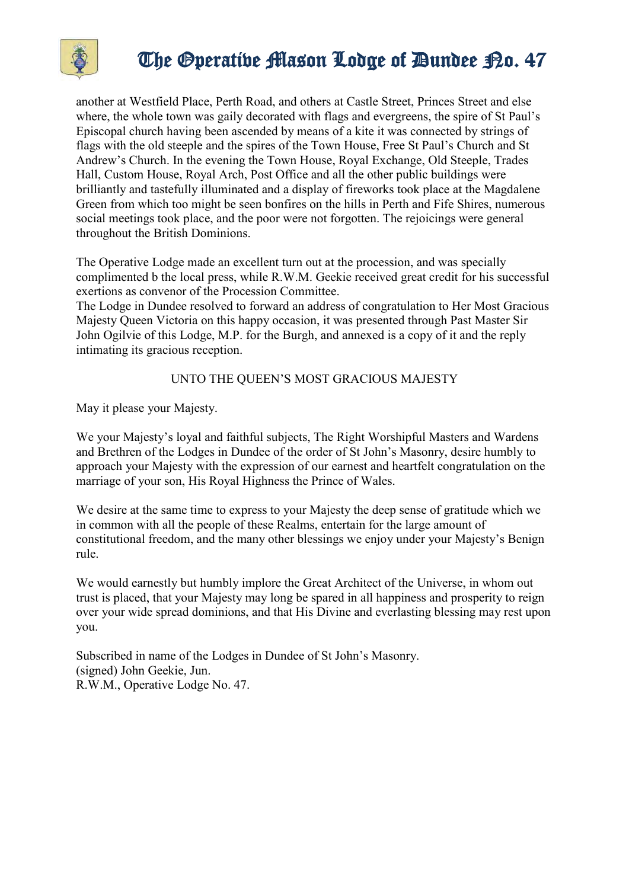another at Westfield Place, Perth Road, and others at Castle Street, Princes Street and else where, the whole town was gaily decorated with flags and evergreens, the spire of St Paul's Episcopal church having been ascended by means of a kite it was connected by strings of flags with the old steeple and the spires of the Town House, Free St Paul's Church and St Andrew's Church. In the evening the Town House, Royal Exchange, Old Steeple, Trades Hall, Custom House, Royal Arch, Post Office and all the other public buildings were brilliantly and tastefully illuminated and a display of fireworks took place at the Magdalene Green from which too might be seen bonfires on the hills in Perth and Fife Shires, numerous social meetings took place, and the poor were not forgotten. The rejoicings were general throughout the British Dominions.

The Operative Lodge made an excellent turn out at the procession, and was specially complimented b the local press, while R.W.M. Geekie received great credit for his successful exertions as convenor of the Procession Committee.
The Lodge in Dundee resolved to forward an address of congratulation to Her Most Gracious Majesty Queen Victoria on this happy occasion, it was presented through Past Master Sir John Ogilvie of this Lodge, M.P. for the Burgh, and annexed is a copy of it and the reply intimating its gracious reception.

UNTO THE QUEEN'S MOST GRACIOUS MAJESTY

May it please your Majesty.

We your Majesty's loyal and faithful subjects, The Right Worshipful Masters and Wardens and Brethren of the Lodges in Dundee of the order of St John's Masonry, desire humbly to approach your Majesty with the expression of our earnest and heartfelt congratulation on the marriage of your son, His Royal Highness the Prince of Wales.

We desire at the same time to express to your Majesty the deep sense of gratitude which we in common with all the people of these Realms, entertain for the large amount of constitutional freedom, and the many other blessings we enjoy under your Majesty's Benign rule.

We would earnestly but humbly implore the Great Architect of the Universe, in whom out trust is placed, that your Majesty may long be spared in all happiness and prosperity to reign over your wide spread dominions, and that His Divine and everlasting blessing may rest upon you.

Subscribed in name of the Lodges in Dundee of St John's Masonry.
(signed) John Geekie, Jun.
R.W.M., Operative Lodge No. 47.